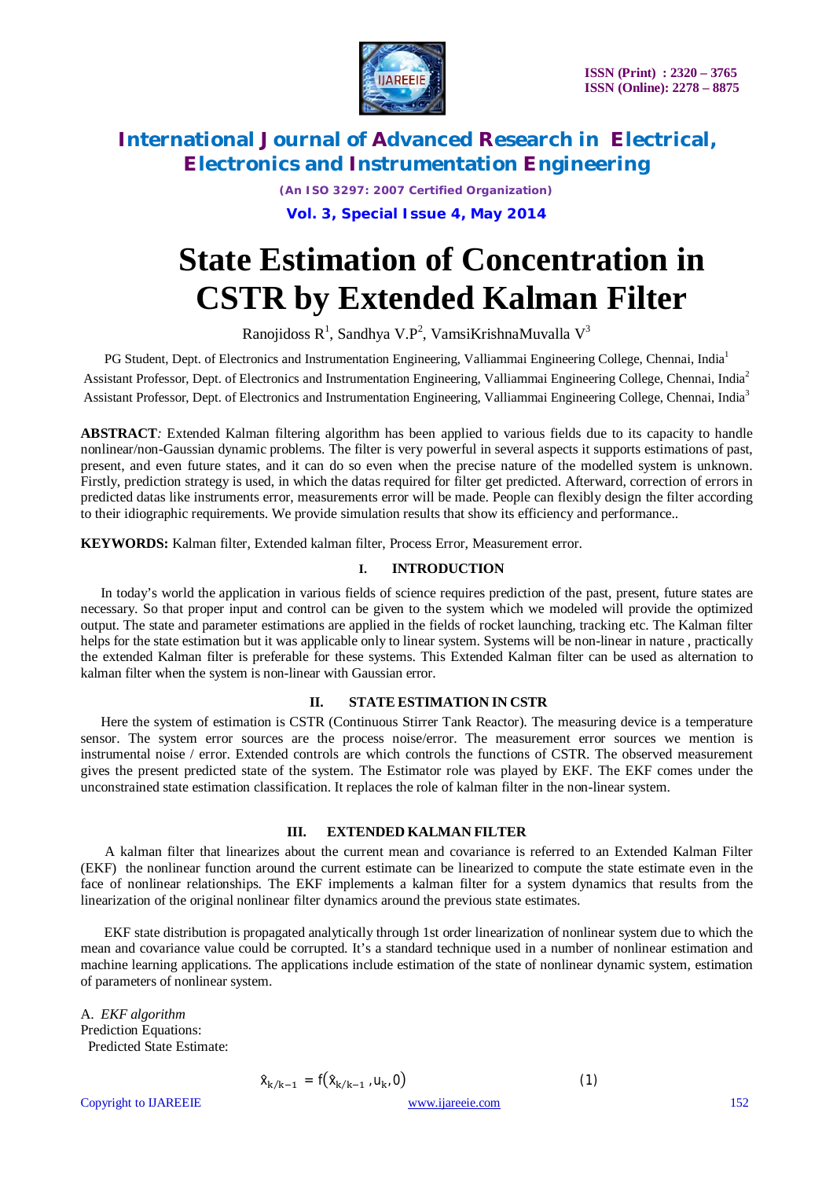# International Journal of Advanced Research in Electrical, Electronics and Instrumentation Engineering

*(An ISO 3297: 2007 Certified Organization)*

**Vol. 3, Special Issue 4, May 2014**

# State Estimation of Concentration in CSTR by Extended Kalman Filter

Ranojidoss R[1], Sandhya V.P[2], VamsiKrishnaMuvalla V[3]

PG Student, Dept. of Electronics and Instrumentation Engineering, Valliammai Engineering College, Chennai, India[1]

Assistant Professor, Dept. of Electronics and Instrumentation Engineering, Valliammai Engineering College, Chennai, India[2]

Assistant Professor, Dept. of Electronics and Instrumentation Engineering, Valliammai Engineering College, Chennai, India[3]

**ABSTRACT***:* Extended Kalman filtering algorithm has been applied to various fields due to its capacity to handle nonlinear/non-Gaussian dynamic problems. The filter is very powerful in several aspects it supports estimations of past, present, and even future states, and it can do so even when the precise nature of the modelled system is unknown. Firstly, prediction strategy is used, in which the datas required for filter get predicted. Afterward, correction of errors in predicted datas like instruments error, measurements error will be made. People can flexibly design the filter according to their idiographic requirements. We provide simulation results that show its efficiency and performance..

**KEYWORDS:** Kalman filter, Extended kalman filter, Process Error, Measurement error.

## I. INTRODUCTION

In today's world the application in various fields of science requires prediction of the past, present, future states are necessary. So that proper input and control can be given to the system which we modeled will provide the optimized output. The state and parameter estimations are applied in the fields of rocket launching, tracking etc. The Kalman filter helps for the state estimation but it was applicable only to linear system. Systems will be non-linear in nature , practically the extended Kalman filter is preferable for these systems. This Extended Kalman filter can be used as alternation to kalman filter when the system is non-linear with Gaussian error.

## II. STATE ESTIMATION IN CSTR

Here the system of estimation is CSTR (Continuous Stirrer Tank Reactor). The measuring device is a temperature sensor. The system error sources are the process noise/error. The measurement error sources we mention is instrumental noise / error. Extended controls are which controls the functions of CSTR. The observed measurement gives the present predicted state of the system. The Estimator role was played by EKF. The EKF comes under the unconstrained state estimation classification. It replaces the role of kalman filter in the non-linear system.

## III. EXTENDED KALMAN FILTER

A kalman filter that linearizes about the current mean and covariance is referred to an Extended Kalman Filter (EKF) the nonlinear function around the current estimate can be linearized to compute the state estimate even in the face of nonlinear relationships. The EKF implements a kalman filter for a system dynamics that results from the linearization of the original nonlinear filter dynamics around the previous state estimates.

EKF state distribution is propagated analytically through 1st order linearization of nonlinear system due to which the mean and covariance value could be corrupted. It's a standard technique used in a number of nonlinear estimation and machine learning applications. The applications include estimation of the state of nonlinear dynamic system, estimation of parameters of nonlinear system.

A. *EKF algorithm*

Prediction Equations:

Predicted State Estimate:

$$\hat{x}_{k/k-1} = f(\hat{x}_{k/k-1}, u_k, 0) \qquad (1)$$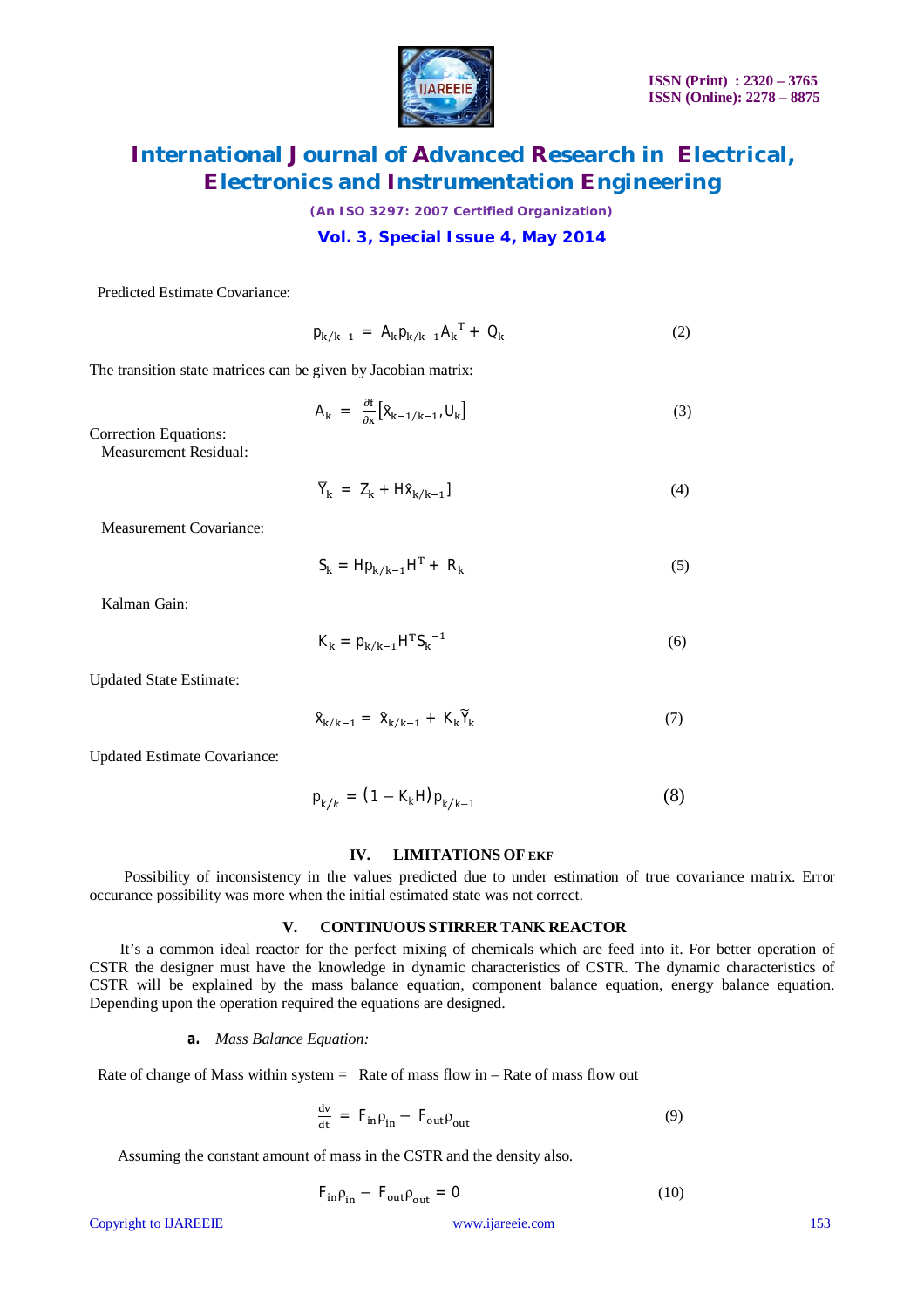Predicted Estimate Covariance:

$$p_{k/k-1} = A_k p_{k/k-1} A_k^{\,T} + Q_k \tag{2}$$

The transition state matrices can be given by Jacobian matrix:

$$A_k = \frac{\partial f}{\partial x}\left[\hat{x}_{k-1/k-1}, U_k\right] \tag{3}$$

Correction Equations:

Measurement Residual:

$$\tilde{Y}_k = Z_k + H\hat{x}_{k/k-1}] \tag{4}$$

Measurement Covariance:

$$S_k = Hp_{k/k-1}H^T + R_k \tag{5}$$

Kalman Gain:

$$K_k = p_{k/k-1}H^T S_k^{\,-1} \tag{6}$$

Updated State Estimate:

$$\hat{x}_{k/k-1} = \hat{x}_{k/k-1} + K_k \tilde{Y}_k \tag{7}$$

Updated Estimate Covariance:

$$p_{k/k} = (1 - K_k H)\, p_{k/k-1} \tag{8}$$

## IV. LIMITATIONS OF EKF

Possibility of inconsistency in the values predicted due to under estimation of true covariance matrix. Error occurance possibility was more when the initial estimated state was not correct.

## V. CONTINUOUS STIRRER TANK REACTOR

It's a common ideal reactor for the perfect mixing of chemicals which are feed into it. For better operation of CSTR the designer must have the knowledge in dynamic characteristics of CSTR. The dynamic characteristics of CSTR will be explained by the mass balance equation, component balance equation, energy balance equation. Depending upon the operation required the equations are designed.

**a.** *Mass Balance Equation:*

Rate of change of Mass within system = Rate of mass flow in – Rate of mass flow out

$$\frac{dv}{dt} = F_{in}\rho_{in} - F_{out}\rho_{out} \tag{9}$$

Assuming the constant amount of mass in the CSTR and the density also.

$$F_{in}\rho_{in} - F_{out}\rho_{out} = 0 \tag{10}$$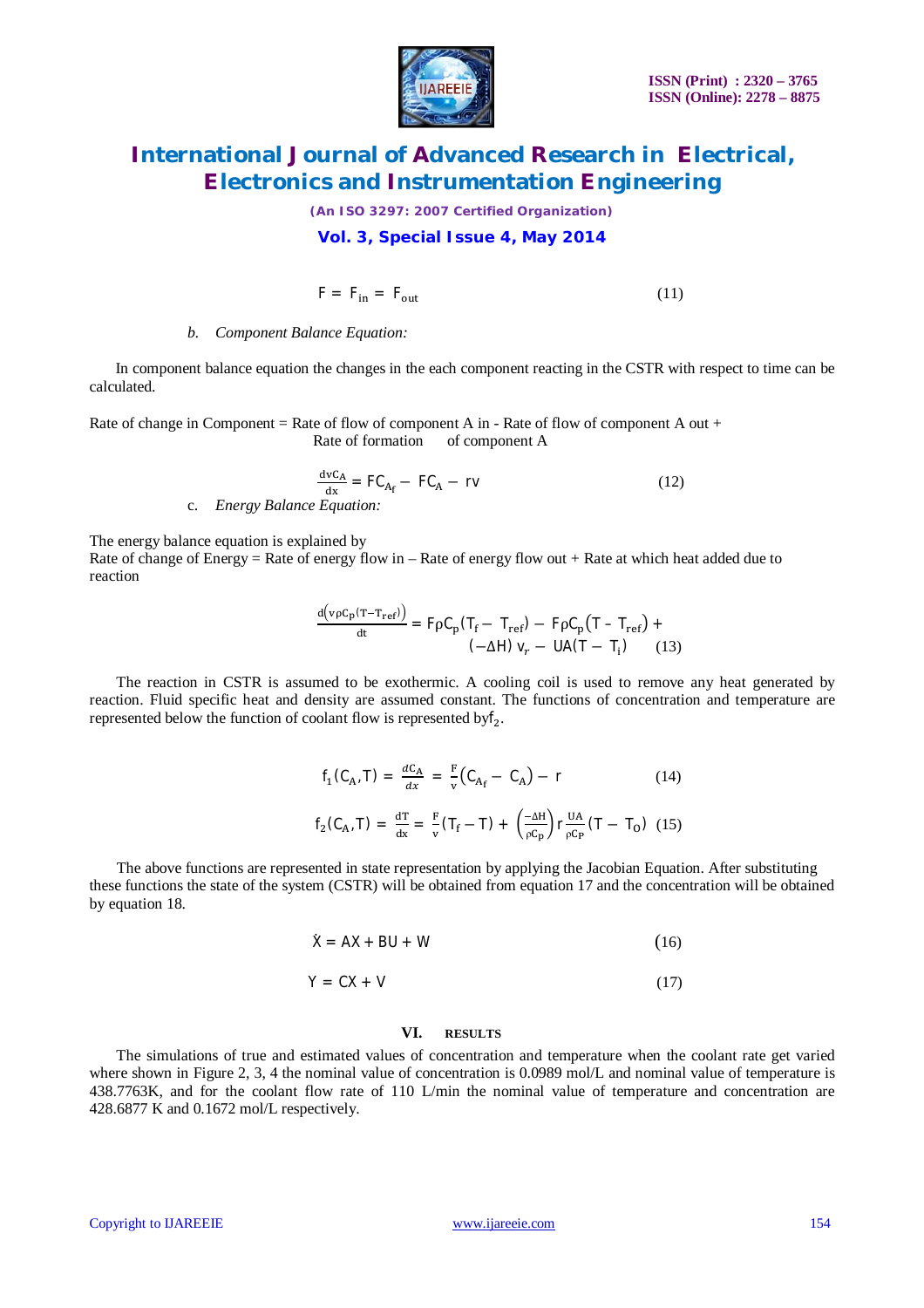$$F = F_{in} = F_{out} \tag{11}$$

*b. Component Balance Equation:*

In component balance equation the changes in the each component reacting in the CSTR with respect to time can be calculated.

Rate of change in Component = Rate of flow of component A in - Rate of flow of component A out + Rate of formation of component A

$$\frac{dvC_A}{dx} = FC_{A_f} - FC_A - rv \tag{12}$$

*c. Energy Balance Equation:*

The energy balance equation is explained by
Rate of change of Energy = Rate of energy flow in – Rate of energy flow out + Rate at which heat added due to reaction

$$\frac{d\left(v\rho C_p(T-T_{ref})\right)}{dt} = F\rho C_p(T_f - T_{ref}) - F\rho C_p(T - T_{ref}) + (-\Delta H)\, v_r - UA(T - T_i) \tag{13}$$

The reaction in CSTR is assumed to be exothermic. A cooling coil is used to remove any heat generated by reaction. Fluid specific heat and density are assumed constant. The functions of concentration and temperature are represented below the function of coolant flow is represented by $f_2$.

$$f_1(C_A, T) = \frac{dC_A}{dx} = \frac{F}{v}\left(C_{A_f} - C_A\right) - r \tag{14}$$

$$f_2(C_A, T) = \frac{dT}{dx} = \frac{F}{v}(T_f - T) + \left(\frac{-\Delta H}{\rho C_p}\right) r \frac{UA}{\rho C_P}(T - T_O) \tag{15}$$

The above functions are represented in state representation by applying the Jacobian Equation. After substituting these functions the state of the system (CSTR) will be obtained from equation 17 and the concentration will be obtained by equation 18.

$$\dot{X} = AX + BU + W \tag{16}$$

$$Y = CX + V \tag{17}$$

## VI. RESULTS

The simulations of true and estimated values of concentration and temperature when the coolant rate get varied where shown in Figure 2, 3, 4 the nominal value of concentration is 0.0989 mol/L and nominal value of temperature is 438.7763K, and for the coolant flow rate of 110 L/min the nominal value of temperature and concentration are 428.6877 K and 0.1672 mol/L respectively.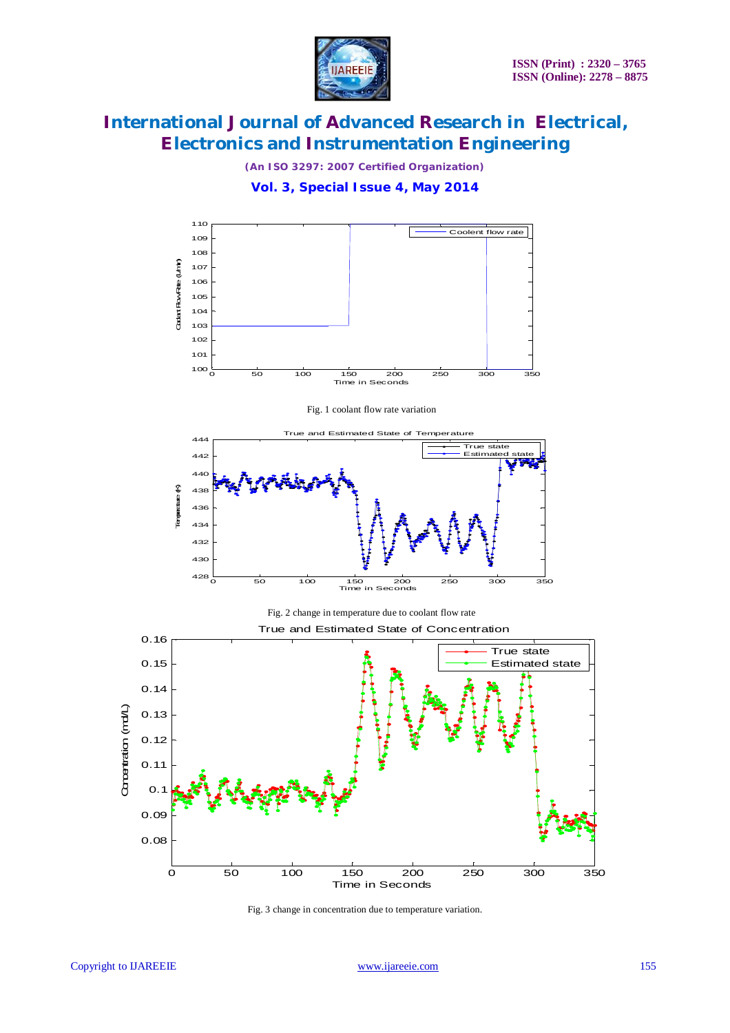Fig. 1 coolant flow rate variation

Fig. 2 change in temperature due to coolant flow rate

Fig. 3 change in concentration due to temperature variation.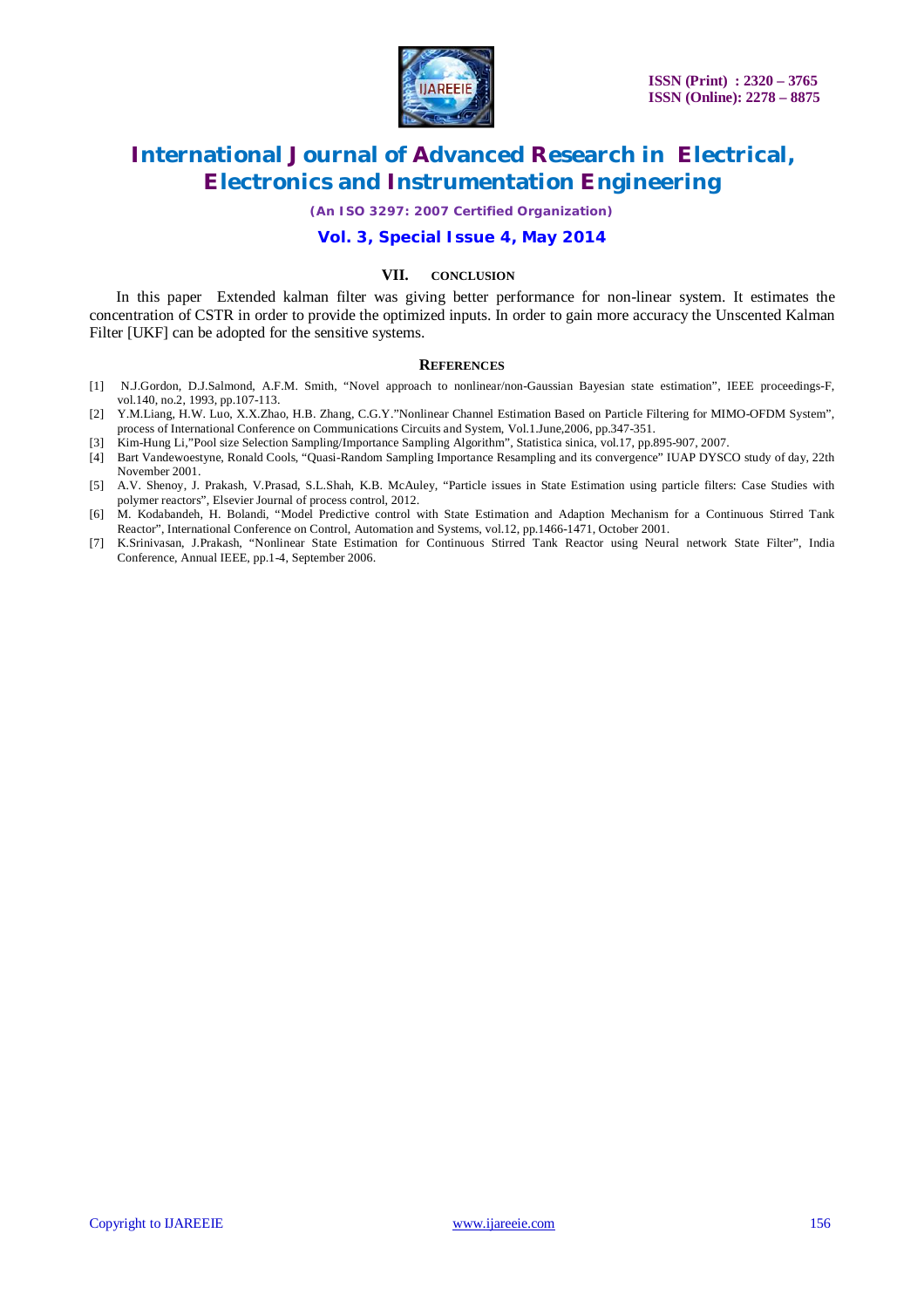## VII. CONCLUSION

In this paper Extended kalman filter was giving better performance for non-linear system. It estimates the concentration of CSTR in order to provide the optimized inputs. In order to gain more accuracy the Unscented Kalman Filter [UKF] can be adopted for the sensitive systems.

## REFERENCES

[1] N.J.Gordon, D.J.Salmond, A.F.M. Smith, "Novel approach to nonlinear/non-Gaussian Bayesian state estimation", IEEE proceedings-F, vol.140, no.2, 1993, pp.107-113.

[2] Y.M.Liang, H.W. Luo, X.X.Zhao, H.B. Zhang, C.G.Y."Nonlinear Channel Estimation Based on Particle Filtering for MIMO-OFDM System", process of International Conference on Communications Circuits and System, Vol.1.June,2006, pp.347-351.

[3] Kim-Hung Li,"Pool size Selection Sampling/Importance Sampling Algorithm", Statistica sinica, vol.17, pp.895-907, 2007.

[4] Bart Vandewoestyne, Ronald Cools, "Quasi-Random Sampling Importance Resampling and its convergence" IUAP DYSCO study of day, 22th November 2001.

[5] A.V. Shenoy, J. Prakash, V.Prasad, S.L.Shah, K.B. McAuley, "Particle issues in State Estimation using particle filters: Case Studies with polymer reactors", Elsevier Journal of process control, 2012.

[6] M. Kodabandeh, H. Bolandi, "Model Predictive control with State Estimation and Adaption Mechanism for a Continuous Stirred Tank Reactor", International Conference on Control, Automation and Systems, vol.12, pp.1466-1471, October 2001.

[7] K.Srinivasan, J.Prakash, "Nonlinear State Estimation for Continuous Stirred Tank Reactor using Neural network State Filter", India Conference, Annual IEEE, pp.1-4, September 2006.